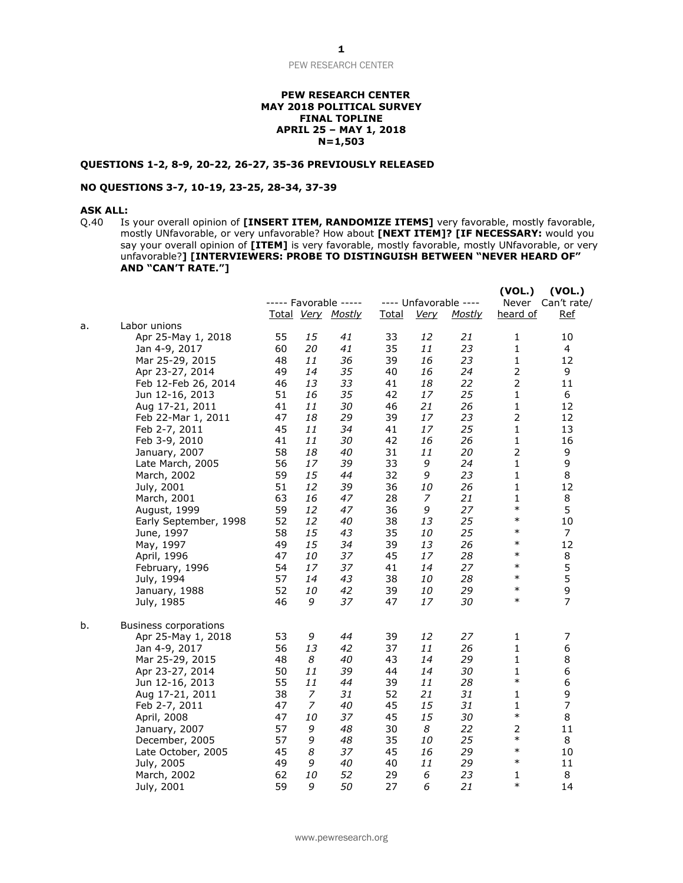**PEW RESEARCH CENTER**
**MAY 2018 POLITICAL SURVEY**
**FINAL TOPLINE**
**APRIL 25 – MAY 1, 2018**
**N=1,503**

**QUESTIONS 1-2, 8-9, 20-22, 26-27, 35-36 PREVIOUSLY RELEASED**

**NO QUESTIONS 3-7, 10-19, 23-25, 28-34, 37-39**

**ASK ALL:**

Q.40 Is your overall opinion of **[INSERT ITEM, RANDOMIZE ITEMS]** very favorable, mostly favorable, mostly UNfavorable, or very unfavorable? How about **[NEXT ITEM]? [IF NECESSARY:** would you say your overall opinion of **[ITEM]** is very favorable, mostly favorable, mostly UNfavorable, or very unfavorable?**] [INTERVIEWERS: PROBE TO DISTINGUISH BETWEEN "NEVER HEARD OF" AND "CAN'T RATE."]**

| | | ----- Favorable ----- | | | ---- Unfavorable ---- | | | (VOL.) Never heard of | (VOL.) Can't rate/ Ref |
|---|---|---|---|---|---|---|---|---|---|
| | | Total | *Very* | *Mostly* | Total | *Very* | *Mostly* | | |
| a. | Labor unions | | | | | | | | |
| | Apr 25-May 1, 2018 | 55 | *15* | *41* | 33 | *12* | *21* | 1 | 10 |
| | Jan 4-9, 2017 | 60 | *20* | *41* | 35 | *11* | *23* | 1 | 4 |
| | Mar 25-29, 2015 | 48 | *11* | *36* | 39 | *16* | *23* | 1 | 12 |
| | Apr 23-27, 2014 | 49 | *14* | *35* | 40 | *16* | *24* | 2 | 9 |
| | Feb 12-Feb 26, 2014 | 46 | *13* | *33* | 41 | *18* | *22* | 2 | 11 |
| | Jun 12-16, 2013 | 51 | *16* | *35* | 42 | *17* | *25* | 1 | 6 |
| | Aug 17-21, 2011 | 41 | *11* | *30* | 46 | *21* | *26* | 1 | 12 |
| | Feb 22-Mar 1, 2011 | 47 | *18* | *29* | 39 | *17* | *23* | 2 | 12 |
| | Feb 2-7, 2011 | 45 | *11* | *34* | 41 | *17* | *25* | 1 | 13 |
| | Feb 3-9, 2010 | 41 | *11* | *30* | 42 | *16* | *26* | 1 | 16 |
| | January, 2007 | 58 | *18* | *40* | 31 | *11* | *20* | 2 | 9 |
| | Late March, 2005 | 56 | *17* | *39* | 33 | *9* | *24* | 1 | 9 |
| | March, 2002 | 59 | *15* | *44* | 32 | *9* | *23* | 1 | 8 |
| | July, 2001 | 51 | *12* | *39* | 36 | *10* | *26* | 1 | 12 |
| | March, 2001 | 63 | *16* | *47* | 28 | *7* | *21* | 1 | 8 |
| | August, 1999 | 59 | *12* | *47* | 36 | *9* | *27* | * | 5 |
| | Early September, 1998 | 52 | *12* | *40* | 38 | *13* | *25* | * | 10 |
| | June, 1997 | 58 | *15* | *43* | 35 | *10* | *25* | * | 7 |
| | May, 1997 | 49 | *15* | *34* | 39 | *13* | *26* | * | 12 |
| | April, 1996 | 47 | *10* | *37* | 45 | *17* | *28* | * | 8 |
| | February, 1996 | 54 | *17* | *37* | 41 | *14* | *27* | * | 5 |
| | July, 1994 | 57 | *14* | *43* | 38 | *10* | *28* | * | 5 |
| | January, 1988 | 52 | *10* | *42* | 39 | *10* | *29* | * | 9 |
| | July, 1985 | 46 | *9* | *37* | 47 | *17* | *30* | * | 7 |
| b. | Business corporations | | | | | | | | |
| | Apr 25-May 1, 2018 | 53 | *9* | *44* | 39 | *12* | *27* | 1 | 7 |
| | Jan 4-9, 2017 | 56 | *13* | *42* | 37 | *11* | *26* | 1 | 6 |
| | Mar 25-29, 2015 | 48 | *8* | *40* | 43 | *14* | *29* | 1 | 8 |
| | Apr 23-27, 2014 | 50 | *11* | *39* | 44 | *14* | *30* | 1 | 6 |
| | Jun 12-16, 2013 | 55 | *11* | *44* | 39 | *11* | *28* | * | 6 |
| | Aug 17-21, 2011 | 38 | *7* | *31* | 52 | *21* | *31* | 1 | 9 |
| | Feb 2-7, 2011 | 47 | *7* | *40* | 45 | *15* | *31* | 1 | 7 |
| | April, 2008 | 47 | *10* | *37* | 45 | *15* | *30* | * | 8 |
| | January, 2007 | 57 | *9* | *48* | 30 | *8* | *22* | 2 | 11 |
| | December, 2005 | 57 | *9* | *48* | 35 | *10* | *25* | * | 8 |
| | Late October, 2005 | 45 | *8* | *37* | 45 | *16* | *29* | * | 10 |
| | July, 2005 | 49 | *9* | *40* | 40 | *11* | *29* | * | 11 |
| | March, 2002 | 62 | *10* | *52* | 29 | *6* | *23* | 1 | 8 |
| | July, 2001 | 59 | *9* | *50* | 27 | *6* | *21* | * | 14 |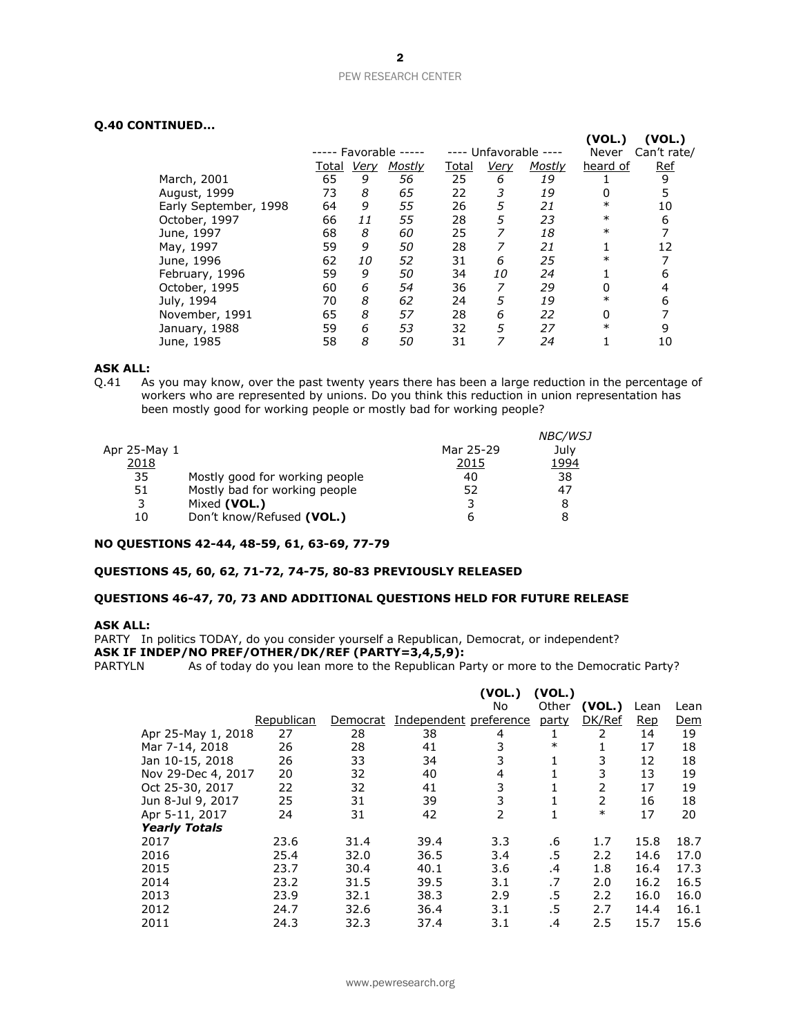**Q.40 CONTINUED…**

| | ----- Favorable ----- | | | ---- Unfavorable ---- | | | (VOL.) Never heard of | (VOL.) Can't rate/ Ref |
|---|---|---|---|---|---|---|---|---|
| | Total | *Very* | *Mostly* | Total | *Very* | *Mostly* | | |
| March, 2001 | 65 | *9* | *56* | 25 | *6* | *19* | 1 | 9 |
| August, 1999 | 73 | *8* | *65* | 22 | *3* | *19* | 0 | 5 |
| Early September, 1998 | 64 | *9* | *55* | 26 | *5* | *21* | * | 10 |
| October, 1997 | 66 | *11* | *55* | 28 | *5* | *23* | * | 6 |
| June, 1997 | 68 | *8* | *60* | 25 | *7* | *18* | * | 7 |
| May, 1997 | 59 | *9* | *50* | 28 | *7* | *21* | 1 | 12 |
| June, 1996 | 62 | *10* | *52* | 31 | *6* | *25* | * | 7 |
| February, 1996 | 59 | *9* | *50* | 34 | *10* | *24* | 1 | 6 |
| October, 1995 | 60 | *6* | *54* | 36 | *7* | *29* | 0 | 4 |
| July, 1994 | 70 | *8* | *62* | 24 | *5* | *19* | * | 6 |
| November, 1991 | 65 | *8* | *57* | 28 | *6* | *22* | 0 | 7 |
| January, 1988 | 59 | *6* | *53* | 32 | *5* | *27* | * | 9 |
| June, 1985 | 58 | *8* | *50* | 31 | *7* | *24* | 1 | 10 |

**ASK ALL:**

Q.41 As you may know, over the past twenty years there has been a large reduction in the percentage of workers who are represented by unions. Do you think this reduction in union representation has been mostly good for working people or mostly bad for working people?

| Apr 25-May 1 2018 | | Mar 25-29 2015 | *NBC/WSJ* July 1994 |
|---|---|---|---|
| 35 | Mostly good for working people | 40 | 38 |
| 51 | Mostly bad for working people | 52 | 47 |
| 3 | Mixed **(VOL.)** | 3 | 8 |
| 10 | Don't know/Refused **(VOL.)** | 6 | 8 |

**NO QUESTIONS 42-44, 48-59, 61, 63-69, 77-79**

**QUESTIONS 45, 60, 62, 71-72, 74-75, 80-83 PREVIOUSLY RELEASED**

**QUESTIONS 46-47, 70, 73 AND ADDITIONAL QUESTIONS HELD FOR FUTURE RELEASE**

**ASK ALL:**

PARTY In politics TODAY, do you consider yourself a Republican, Democrat, or independent?

**ASK IF INDEP/NO PREF/OTHER/DK/REF (PARTY=3,4,5,9):**

PARTYLN As of today do you lean more to the Republican Party or more to the Democratic Party?

| | Republican | Democrat | Independent | (VOL.) No preference | (VOL.) Other party | (VOL.) DK/Ref | Lean Rep | Lean Dem |
|---|---|---|---|---|---|---|---|---|
| Apr 25-May 1, 2018 | 27 | 28 | 38 | 4 | 1 | 2 | 14 | 19 |
| Mar 7-14, 2018 | 26 | 28 | 41 | 3 | * | 1 | 17 | 18 |
| Jan 10-15, 2018 | 26 | 33 | 34 | 3 | 1 | 3 | 12 | 18 |
| Nov 29-Dec 4, 2017 | 20 | 32 | 40 | 4 | 1 | 3 | 13 | 19 |
| Oct 25-30, 2017 | 22 | 32 | 41 | 3 | 1 | 2 | 17 | 19 |
| Jun 8-Jul 9, 2017 | 25 | 31 | 39 | 3 | 1 | 2 | 16 | 18 |
| Apr 5-11, 2017 | 24 | 31 | 42 | 2 | 1 | * | 17 | 20 |
| ***Yearly Totals*** | | | | | | | | |
| 2017 | 23.6 | 31.4 | 39.4 | 3.3 | .6 | 1.7 | 15.8 | 18.7 |
| 2016 | 25.4 | 32.0 | 36.5 | 3.4 | .5 | 2.2 | 14.6 | 17.0 |
| 2015 | 23.7 | 30.4 | 40.1 | 3.6 | .4 | 1.8 | 16.4 | 17.3 |
| 2014 | 23.2 | 31.5 | 39.5 | 3.1 | .7 | 2.0 | 16.2 | 16.5 |
| 2013 | 23.9 | 32.1 | 38.3 | 2.9 | .5 | 2.2 | 16.0 | 16.0 |
| 2012 | 24.7 | 32.6 | 36.4 | 3.1 | .5 | 2.7 | 14.4 | 16.1 |
| 2011 | 24.3 | 32.3 | 37.4 | 3.1 | .4 | 2.5 | 15.7 | 15.6 |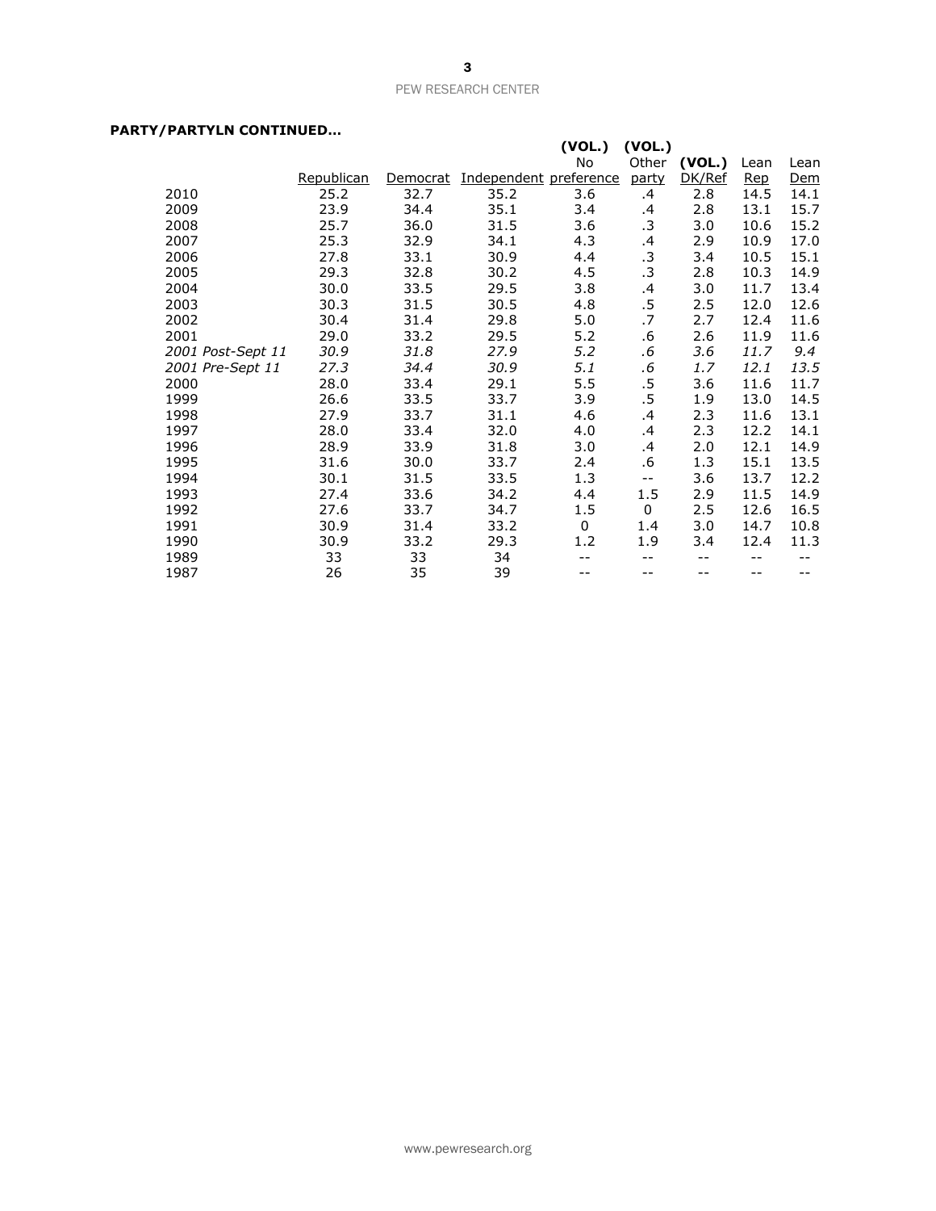**PARTY/PARTYLN CONTINUED…**

| | Republican | Democrat | Independent | (VOL.) No preference | (VOL.) Other party | (VOL.) DK/Ref | Lean Rep | Lean Dem |
|---|---|---|---|---|---|---|---|---|
| 2010 | 25.2 | 32.7 | 35.2 | 3.6 | .4 | 2.8 | 14.5 | 14.1 |
| 2009 | 23.9 | 34.4 | 35.1 | 3.4 | .4 | 2.8 | 13.1 | 15.7 |
| 2008 | 25.7 | 36.0 | 31.5 | 3.6 | .3 | 3.0 | 10.6 | 15.2 |
| 2007 | 25.3 | 32.9 | 34.1 | 4.3 | .4 | 2.9 | 10.9 | 17.0 |
| 2006 | 27.8 | 33.1 | 30.9 | 4.4 | .3 | 3.4 | 10.5 | 15.1 |
| 2005 | 29.3 | 32.8 | 30.2 | 4.5 | .3 | 2.8 | 10.3 | 14.9 |
| 2004 | 30.0 | 33.5 | 29.5 | 3.8 | .4 | 3.0 | 11.7 | 13.4 |
| 2003 | 30.3 | 31.5 | 30.5 | 4.8 | .5 | 2.5 | 12.0 | 12.6 |
| 2002 | 30.4 | 31.4 | 29.8 | 5.0 | .7 | 2.7 | 12.4 | 11.6 |
| 2001 | 29.0 | 33.2 | 29.5 | 5.2 | .6 | 2.6 | 11.9 | 11.6 |
| *2001 Post-Sept 11* | *30.9* | *31.8* | *27.9* | *5.2* | *.6* | *3.6* | *11.7* | *9.4* |
| *2001 Pre-Sept 11* | *27.3* | *34.4* | *30.9* | *5.1* | *.6* | *1.7* | *12.1* | *13.5* |
| 2000 | 28.0 | 33.4 | 29.1 | 5.5 | .5 | 3.6 | 11.6 | 11.7 |
| 1999 | 26.6 | 33.5 | 33.7 | 3.9 | .5 | 1.9 | 13.0 | 14.5 |
| 1998 | 27.9 | 33.7 | 31.1 | 4.6 | .4 | 2.3 | 11.6 | 13.1 |
| 1997 | 28.0 | 33.4 | 32.0 | 4.0 | .4 | 2.3 | 12.2 | 14.1 |
| 1996 | 28.9 | 33.9 | 31.8 | 3.0 | .4 | 2.0 | 12.1 | 14.9 |
| 1995 | 31.6 | 30.0 | 33.7 | 2.4 | .6 | 1.3 | 15.1 | 13.5 |
| 1994 | 30.1 | 31.5 | 33.5 | 1.3 | -- | 3.6 | 13.7 | 12.2 |
| 1993 | 27.4 | 33.6 | 34.2 | 4.4 | 1.5 | 2.9 | 11.5 | 14.9 |
| 1992 | 27.6 | 33.7 | 34.7 | 1.5 | 0 | 2.5 | 12.6 | 16.5 |
| 1991 | 30.9 | 31.4 | 33.2 | 0 | 1.4 | 3.0 | 14.7 | 10.8 |
| 1990 | 30.9 | 33.2 | 29.3 | 1.2 | 1.9 | 3.4 | 12.4 | 11.3 |
| 1989 | 33 | 33 | 34 | -- | -- | -- | -- | -- |
| 1987 | 26 | 35 | 39 | -- | -- | -- | -- | -- |